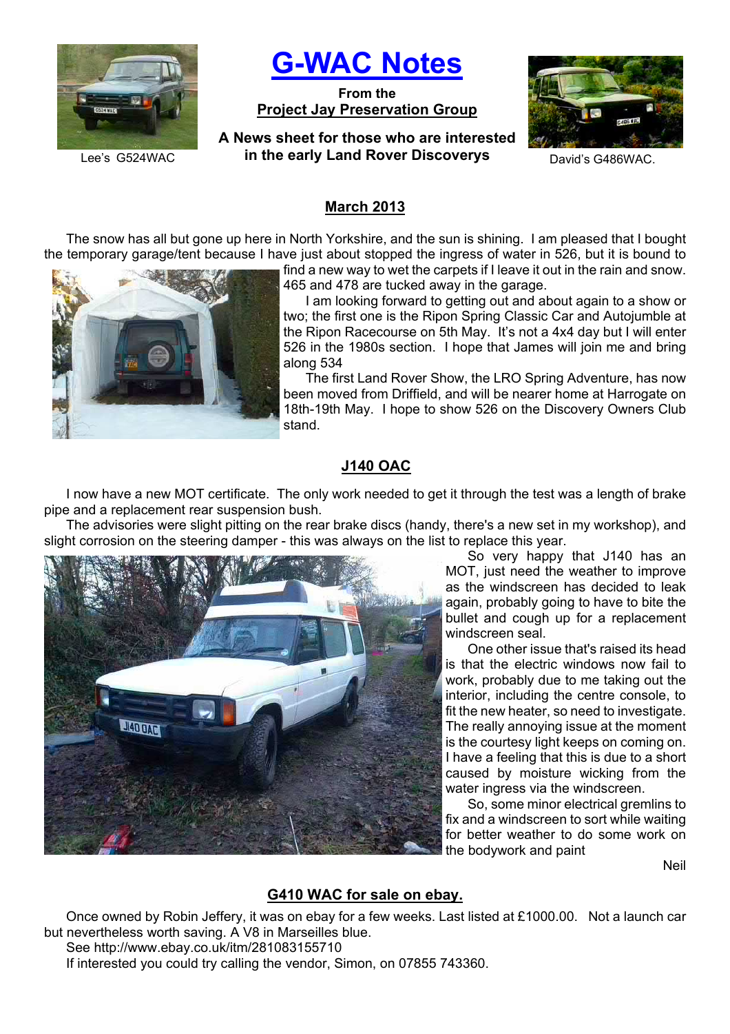Lee's G524WAC

# G-WAC Notes

**From the**
**Project Jay Preservation Group**

**A News sheet for those who are interested in the early Land Rover Discoverys**

David's G486WAC.

## March 2013

The snow has all but gone up here in North Yorkshire, and the sun is shining. I am pleased that I bought the temporary garage/tent because I have just about stopped the ingress of water in 526, but it is bound to find a new way to wet the carpets if I leave it out in the rain and snow. 465 and 478 are tucked away in the garage.

I am looking forward to getting out and about again to a show or two; the first one is the Ripon Spring Classic Car and Autojumble at the Ripon Racecourse on 5th May. It's not a 4x4 day but I will enter 526 in the 1980s section. I hope that James will join me and bring along 534

The first Land Rover Show, the LRO Spring Adventure, has now been moved from Driffield, and will be nearer home at Harrogate on 18th-19th May. I hope to show 526 on the Discovery Owners Club stand.

## J140 OAC

I now have a new MOT certificate. The only work needed to get it through the test was a length of brake pipe and a replacement rear suspension bush.

The advisories were slight pitting on the rear brake discs (handy, there's a new set in my workshop), and slight corrosion on the steering damper - this was always on the list to replace this year.

So very happy that J140 has an MOT, just need the weather to improve as the windscreen has decided to leak again, probably going to have to bite the bullet and cough up for a replacement windscreen seal.

One other issue that's raised its head is that the electric windows now fail to work, probably due to me taking out the interior, including the centre console, to fit the new heater, so need to investigate. The really annoying issue at the moment is the courtesy light keeps on coming on. I have a feeling that this is due to a short caused by moisture wicking from the water ingress via the windscreen.

So, some minor electrical gremlins to fix and a windscreen to sort while waiting for better weather to do some work on the bodywork and paint

Neil

## G410 WAC for sale on ebay.

Once owned by Robin Jeffery, it was on ebay for a few weeks. Last listed at £1000.00. Not a launch car but nevertheless worth saving. A V8 in Marseilles blue.

See http://www.ebay.co.uk/itm/281083155710

If interested you could try calling the vendor, Simon, on 07855 743360.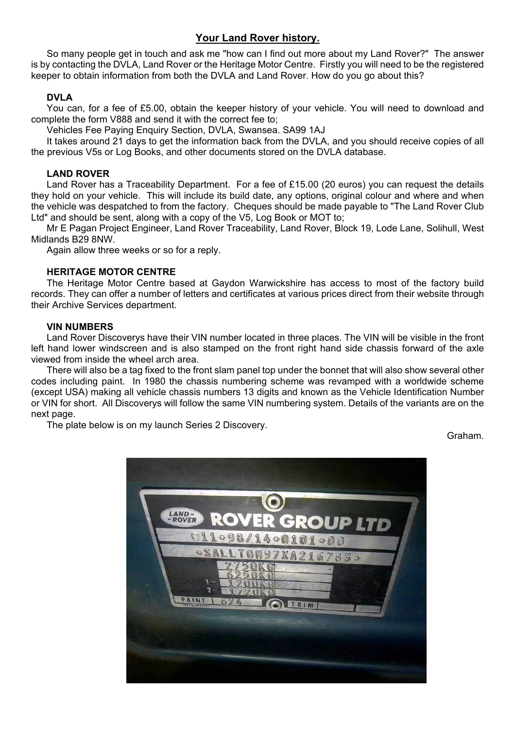## Your Land Rover history.

So many people get in touch and ask me "how can I find out more about my Land Rover?" The answer is by contacting the DVLA, Land Rover or the Heritage Motor Centre. Firstly you will need to be the registered keeper to obtain information from both the DVLA and Land Rover. How do you go about this?

### DVLA

You can, for a fee of £5.00, obtain the keeper history of your vehicle. You will need to download and complete the form V888 and send it with the correct fee to;

Vehicles Fee Paying Enquiry Section, DVLA, Swansea. SA99 1AJ

It takes around 21 days to get the information back from the DVLA, and you should receive copies of all the previous V5s or Log Books, and other documents stored on the DVLA database.

### LAND ROVER

Land Rover has a Traceability Department. For a fee of £15.00 (20 euros) you can request the details they hold on your vehicle. This will include its build date, any options, original colour and where and when the vehicle was despatched to from the factory. Cheques should be made payable to "The Land Rover Club Ltd" and should be sent, along with a copy of the V5, Log Book or MOT to;

Mr E Pagan Project Engineer, Land Rover Traceability, Land Rover, Block 19, Lode Lane, Solihull, West Midlands B29 8NW.

Again allow three weeks or so for a reply.

### HERITAGE MOTOR CENTRE

The Heritage Motor Centre based at Gaydon Warwickshire has access to most of the factory build records. They can offer a number of letters and certificates at various prices direct from their website through their Archive Services department.

### VIN NUMBERS

Land Rover Discoverys have their VIN number located in three places. The VIN will be visible in the front left hand lower windscreen and is also stamped on the front right hand side chassis forward of the axle viewed from inside the wheel arch area.

There will also be a tag fixed to the front slam panel top under the bonnet that will also show several other codes including paint. In 1980 the chassis numbering scheme was revamped with a worldwide scheme (except USA) making all vehicle chassis numbers 13 digits and known as the Vehicle Identification Number or VIN for short. All Discoverys will follow the same VIN numbering system. Details of the variants are on the next page.

The plate below is on my launch Series 2 Discovery.

Graham.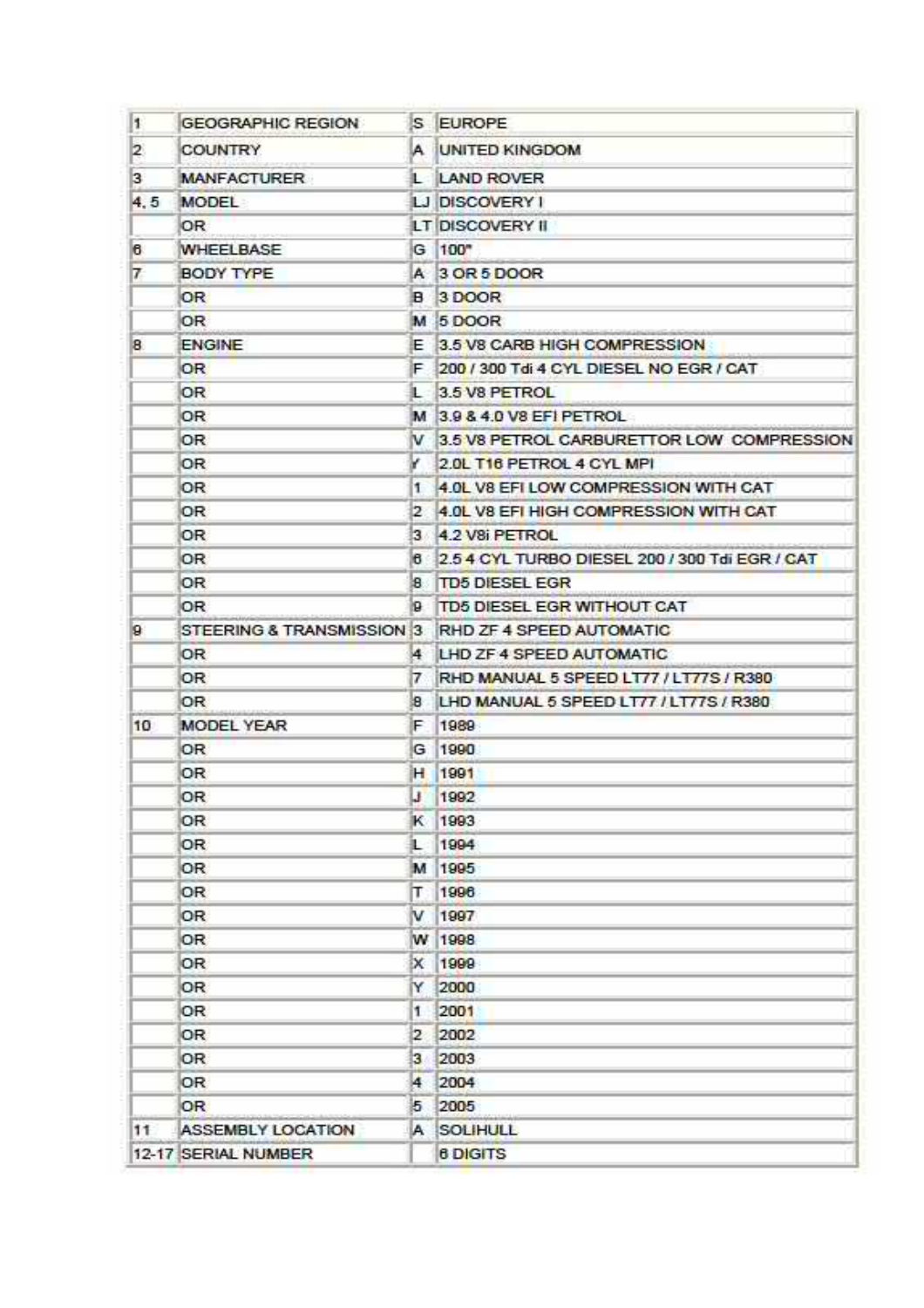| 1 | GEOGRAPHIC REGION | S | EUROPE |
|---|---|---|---|
| 2 | COUNTRY | A | UNITED KINGDOM |
| 3 | MANFACTURER | L | LAND ROVER |
| 4, 5 | MODEL | LJ | DISCOVERY I |
| | OR | LT | DISCOVERY II |
| 6 | WHEELBASE | G | 100" |
| 7 | BODY TYPE | A | 3 OR 5 DOOR |
| | OR | B | 3 DOOR |
| | OR | M | 5 DOOR |
| 8 | ENGINE | E | 3.5 V8 CARB HIGH COMPRESSION |
| | OR | F | 200 / 300 Tdi 4 CYL DIESEL NO EGR / CAT |
| | OR | L | 3.5 V8 PETROL |
| | OR | M | 3.9 & 4.0 V8 EFI PETROL |
| | OR | V | 3.5 V8 PETROL CARBURETTOR LOW COMPRESSION |
| | OR | Y | 2.0L T16 PETROL 4 CYL MPI |
| | OR | 1 | 4.0L V8 EFI LOW COMPRESSION WITH CAT |
| | OR | 2 | 4.0L V8 EFI HIGH COMPRESSION WITH CAT |
| | OR | 3 | 4.2 V8i PETROL |
| | OR | 6 | 2.5 4 CYL TURBO DIESEL 200 / 300 Tdi EGR / CAT |
| | OR | 8 | TD5 DIESEL EGR |
| | OR | 9 | TD5 DIESEL EGR WITHOUT CAT |
| 9 | STEERING & TRANSMISSION | 3 | RHD ZF 4 SPEED AUTOMATIC |
| | OR | 4 | LHD ZF 4 SPEED AUTOMATIC |
| | OR | 7 | RHD MANUAL 5 SPEED LT77 / LT77S / R380 |
| | OR | 8 | LHD MANUAL 5 SPEED LT77 / LT77S / R380 |
| 10 | MODEL YEAR | F | 1989 |
| | OR | G | 1990 |
| | OR | H | 1991 |
| | OR | J | 1992 |
| | OR | K | 1993 |
| | OR | L | 1994 |
| | OR | M | 1995 |
| | OR | T | 1996 |
| | OR | V | 1997 |
| | OR | W | 1998 |
| | OR | X | 1999 |
| | OR | Y | 2000 |
| | OR | 1 | 2001 |
| | OR | 2 | 2002 |
| | OR | 3 | 2003 |
| | OR | 4 | 2004 |
| | OR | 5 | 2005 |
| 11 | ASSEMBLY LOCATION | A | SOLIHULL |
| 12-17 | SERIAL NUMBER | | 6 DIGITS |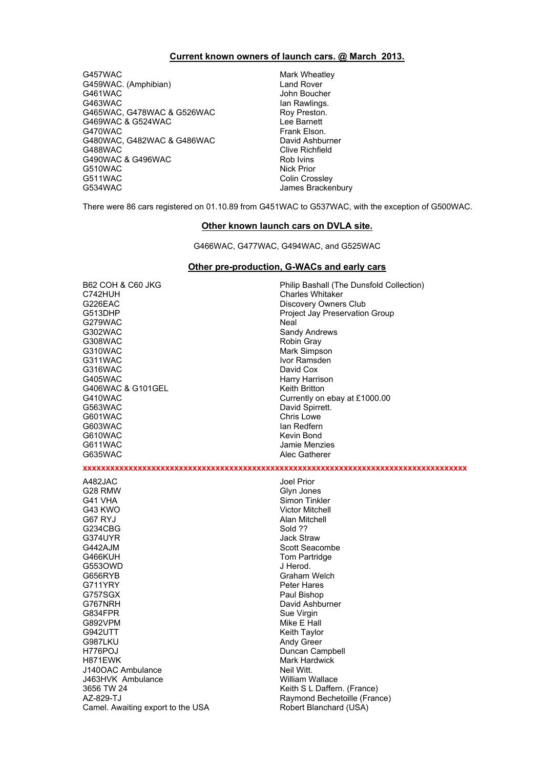## Current known owners of launch cars. @ March 2013.

| | |
|---|---|
| G457WAC | Mark Wheatley |
| G459WAC. (Amphibian) | Land Rover |
| G461WAC | John Boucher |
| G463WAC | Ian Rawlings. |
| G465WAC, G478WAC & G526WAC | Roy Preston. |
| G469WAC & G524WAC | Lee Barnett |
| G470WAC | Frank Elson. |
| G480WAC, G482WAC & G486WAC | David Ashburner |
| G488WAC | Clive Richfield |
| G490WAC & G496WAC | Rob Ivins |
| G510WAC | Nick Prior |
| G511WAC | Colin Crossley |
| G534WAC | James Brackenbury |

There were 86 cars registered on 01.10.89 from G451WAC to G537WAC, with the exception of G500WAC.

## Other known launch cars on DVLA site.

G466WAC, G477WAC, G494WAC, and G525WAC

## Other pre-production, G-WACs and early cars

| | |
|---|---|
| B62 COH & C60 JKG | Philip Bashall (The Dunsfold Collection) |
| C742HUH | Charles Whitaker |
| G226EAC | Discovery Owners Club |
| G513DHP | Project Jay Preservation Group |
| G279WAC | Neal |
| G302WAC | Sandy Andrews |
| G308WAC | Robin Gray |
| G310WAC | Mark Simpson |
| G311WAC | Ivor Ramsden |
| G316WAC | David Cox |
| G405WAC | Harry Harrison |
| G406WAC & G101GEL | Keith Britton |
| G410WAC | Currently on ebay at £1000.00 |
| G563WAC | David Spirrett. |
| G601WAC | Chris Lowe |
| G603WAC | Ian Redfern |
| G610WAC | Kevin Bond |
| G611WAC | Jamie Menzies |
| G635WAC | Alec Gatherer |

xxxxxxxxxxxxxxxxxxxxxxxxxxxxxxxxxxxxxxxxxxxxxxxxxxxxxxxxxxxxxxxxxxxxxxxxxxxxxxxxxxxxx

| | |
|---|---|
| A482JAC | Joel Prior |
| G28 RMW | Glyn Jones |
| G41 VHA | Simon Tinkler |
| G43 KWO | Victor Mitchell |
| G67 RYJ | Alan Mitchell |
| G234CBG | Sold ?? |
| G374UYR | Jack Straw |
| G442AJM | Scott Seacombe |
| G466KUH | Tom Partridge |
| G553OWD | J Herod. |
| G656RYB | Graham Welch |
| G711YRY | Peter Hares |
| G757SGX | Paul Bishop |
| G767NRH | David Ashburner |
| G834FPR | Sue Virgin |
| G892VPM | Mike E Hall |
| G942UTT | Keith Taylor |
| G987LKU | Andy Greer |
| H776POJ | Duncan Campbell |
| H871EWK | Mark Hardwick |
| J140OAC Ambulance | Neil Witt. |
| J463HVK Ambulance | William Wallace |
| 3656 TW 24 | Keith S L Daffern. (France) |
| AZ-829-TJ | Raymond Bechetoille (France) |
| Camel. Awaiting export to the USA | Robert Blanchard (USA) |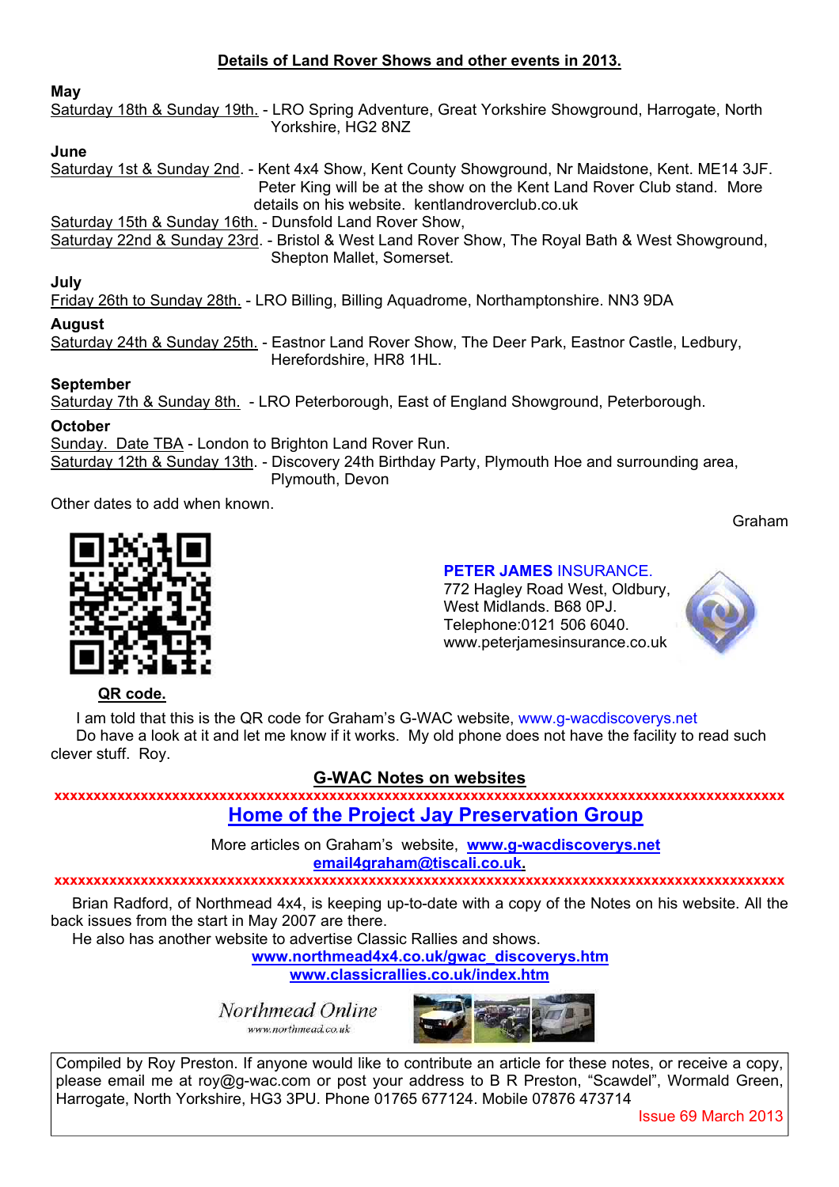## Details of Land Rover Shows and other events in 2013.

**May**

Saturday 18th & Sunday 19th. - LRO Spring Adventure, Great Yorkshire Showground, Harrogate, North Yorkshire, HG2 8NZ

**June**

Saturday 1st & Sunday 2nd. - Kent 4x4 Show, Kent County Showground, Nr Maidstone, Kent. ME14 3JF. Peter King will be at the show on the Kent Land Rover Club stand. More details on his website. kentlandroverclub.co.uk

Saturday 15th & Sunday 16th. - Dunsfold Land Rover Show,

Saturday 22nd & Sunday 23rd. - Bristol & West Land Rover Show, The Royal Bath & West Showground, Shepton Mallet, Somerset.

**July**

Friday 26th to Sunday 28th. - LRO Billing, Billing Aquadrome, Northamptonshire. NN3 9DA

**August**

Saturday 24th & Sunday 25th. - Eastnor Land Rover Show, The Deer Park, Eastnor Castle, Ledbury, Herefordshire, HR8 1HL.

**September**

Saturday 7th & Sunday 8th. - LRO Peterborough, East of England Showground, Peterborough.

**October**

Sunday. Date TBA - London to Brighton Land Rover Run.

Saturday 12th & Sunday 13th. - Discovery 24th Birthday Party, Plymouth Hoe and surrounding area, Plymouth, Devon

Other dates to add when known.

Graham

**PETER JAMES** INSURANCE.
772 Hagley Road West, Oldbury,
West Midlands. B68 0PJ.
Telephone:0121 506 6040.
www.peterjamesinsurance.co.uk

**QR code.**

I am told that this is the QR code for Graham's G-WAC website, www.g-wacdiscoverys.net

Do have a look at it and let me know if it works. My old phone does not have the facility to read such clever stuff. Roy.

## G-WAC Notes on websites

xxxxxxxxxxxxxxxxxxxxxxxxxxxxxxxxxxxxxxxxxxxxxxxxxxxxxxxxxxxxxxxxxxxxxxxxxxxxxxxxxxxxxxxxxxxxx

## Home of the Project Jay Preservation Group

More articles on Graham's website, **www.g-wacdiscoverys.net**
**email4graham@tiscali.co.uk.**

xxxxxxxxxxxxxxxxxxxxxxxxxxxxxxxxxxxxxxxxxxxxxxxxxxxxxxxxxxxxxxxxxxxxxxxxxxxxxxxxxxxxxxxxxxxxx

Brian Radford, of Northmead 4x4, is keeping up-to-date with a copy of the Notes on his website. All the back issues from the start in May 2007 are there.

He also has another website to advertise Classic Rallies and shows.

**www.northmead4x4.co.uk/gwac_discoverys.htm**
**www.classicrallies.co.uk/index.htm**

*Northmead Online*
www.northmead.co.uk

Compiled by Roy Preston. If anyone would like to contribute an article for these notes, or receive a copy, please email me at roy@g-wac.com or post your address to B R Preston, "Scawdel", Wormald Green, Harrogate, North Yorkshire, HG3 3PU. Phone 01765 677124. Mobile 07876 473714

Issue 69 March 2013